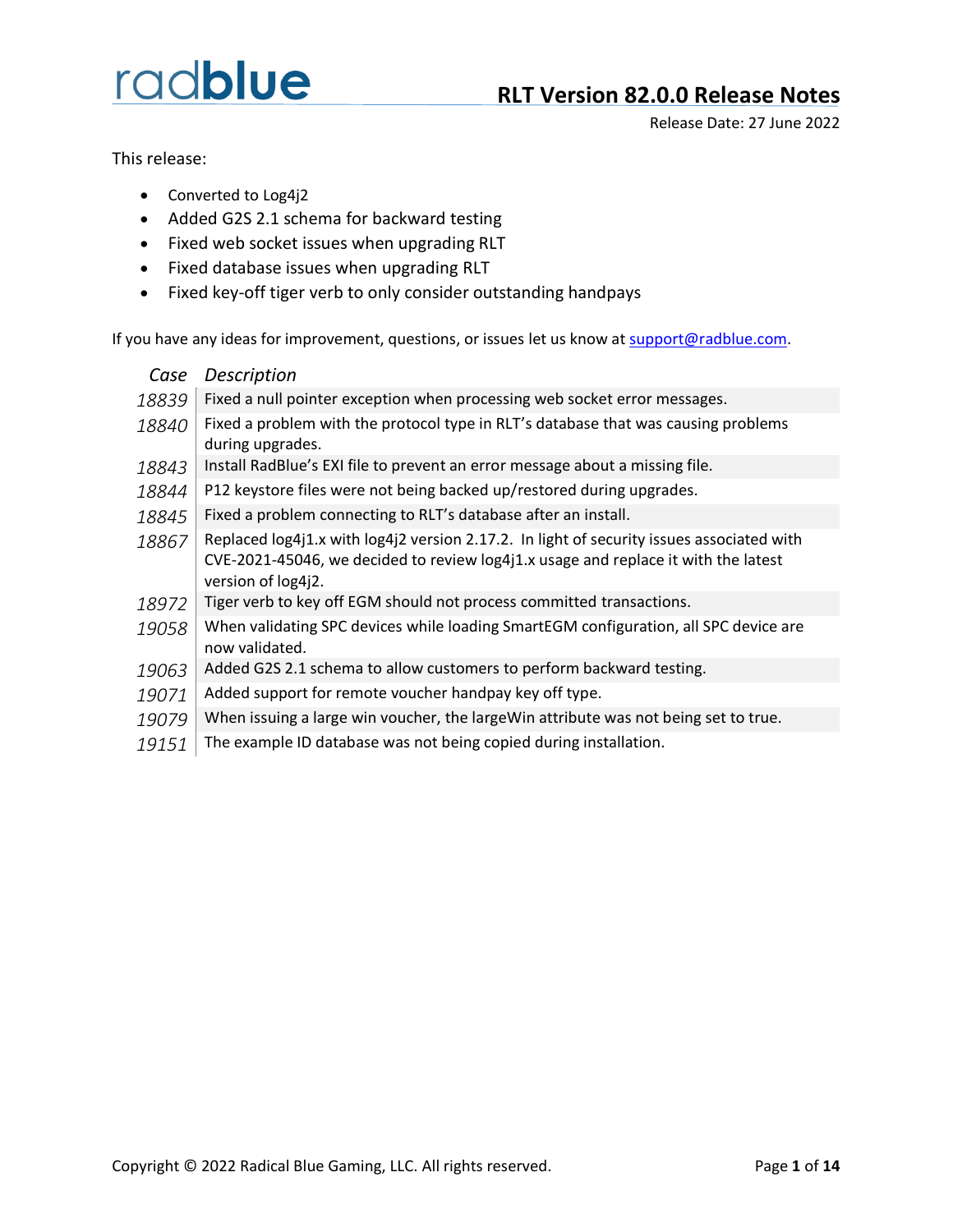radblue

# RLT Version 82.0.0 Release Notes

Release Date: 27 June 2022

This release:

- Converted to Log4j2
- Added G2S 2.1 schema for backward testing
- Fixed web socket issues when upgrading RLT
- Fixed database issues when upgrading RLT
- Fixed key-off tiger verb to only consider outstanding handpays

If you have any ideas for improvement, questions, or issues let us know at support@radblue.com.

| *Case* | *Description* |
|---|---|
| *18839* | Fixed a null pointer exception when processing web socket error messages. |
| *18840* | Fixed a problem with the protocol type in RLT's database that was causing problems during upgrades. |
| *18843* | Install RadBlue's EXI file to prevent an error message about a missing file. |
| *18844* | P12 keystore files were not being backed up/restored during upgrades. |
| *18845* | Fixed a problem connecting to RLT's database after an install. |
| *18867* | Replaced log4j1.x with log4j2 version 2.17.2. In light of security issues associated with CVE-2021-45046, we decided to review log4j1.x usage and replace it with the latest version of log4j2. |
| *18972* | Tiger verb to key off EGM should not process committed transactions. |
| *19058* | When validating SPC devices while loading SmartEGM configuration, all SPC device are now validated. |
| *19063* | Added G2S 2.1 schema to allow customers to perform backward testing. |
| *19071* | Added support for remote voucher handpay key off type. |
| *19079* | When issuing a large win voucher, the largeWin attribute was not being set to true. |
| *19151* | The example ID database was not being copied during installation. |

Copyright © 2022 Radical Blue Gaming, LLC. All rights reserved.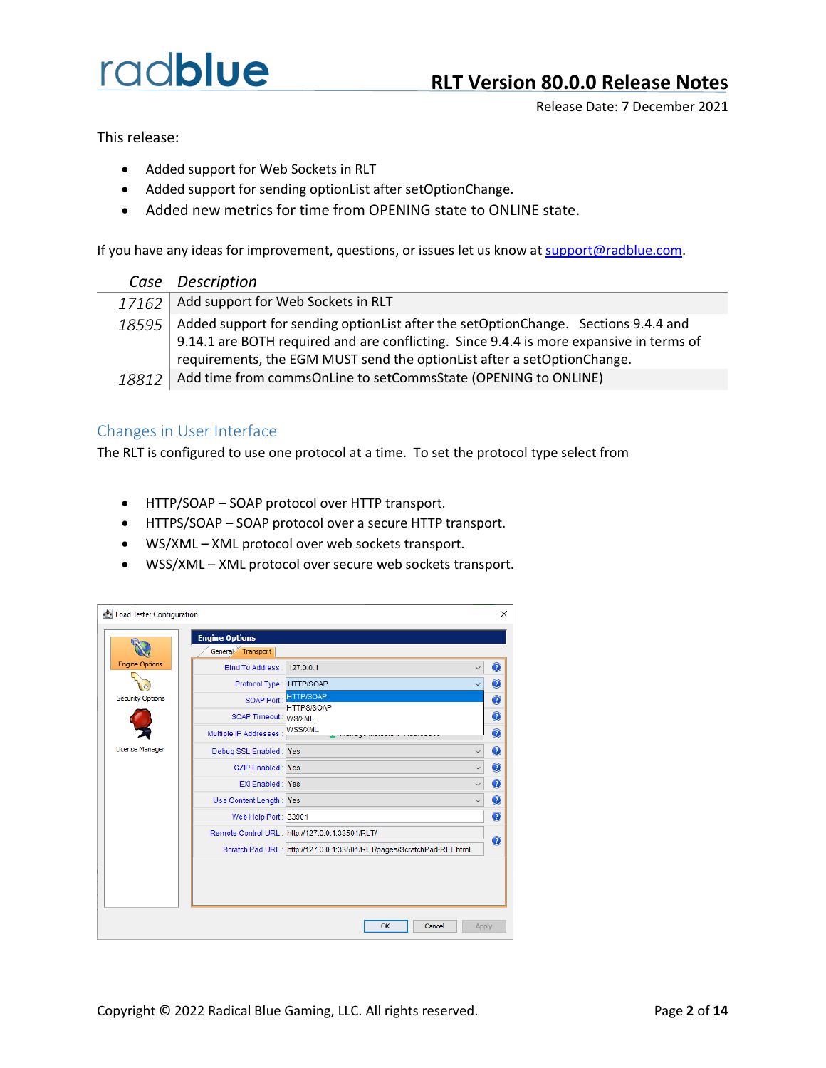## RLT Version 80.0.0 Release Notes

Release Date: 7 December 2021

This release:

- Added support for Web Sockets in RLT
- Added support for sending optionList after setOptionChange.
- Added new metrics for time from OPENING state to ONLINE state.

If you have any ideas for improvement, questions, or issues let us know at support@radblue.com.

| *Case* | *Description* |
|---|---|
| *17162* | Add support for Web Sockets in RLT |
| *18595* | Added support for sending optionList after the setOptionChange. Sections 9.4.4 and 9.14.1 are BOTH required and are conflicting. Since 9.4.4 is more expansive in terms of requirements, the EGM MUST send the optionList after a setOptionChange. |
| *18812* | Add time from commsOnLine to setCommsState (OPENING to ONLINE) |

## Changes in User Interface

The RLT is configured to use one protocol at a time. To set the protocol type select from

- HTTP/SOAP – SOAP protocol over HTTP transport.
- HTTPS/SOAP – SOAP protocol over a secure HTTP transport.
- WS/XML – XML protocol over web sockets transport.
- WSS/XML – XML protocol over secure web sockets transport.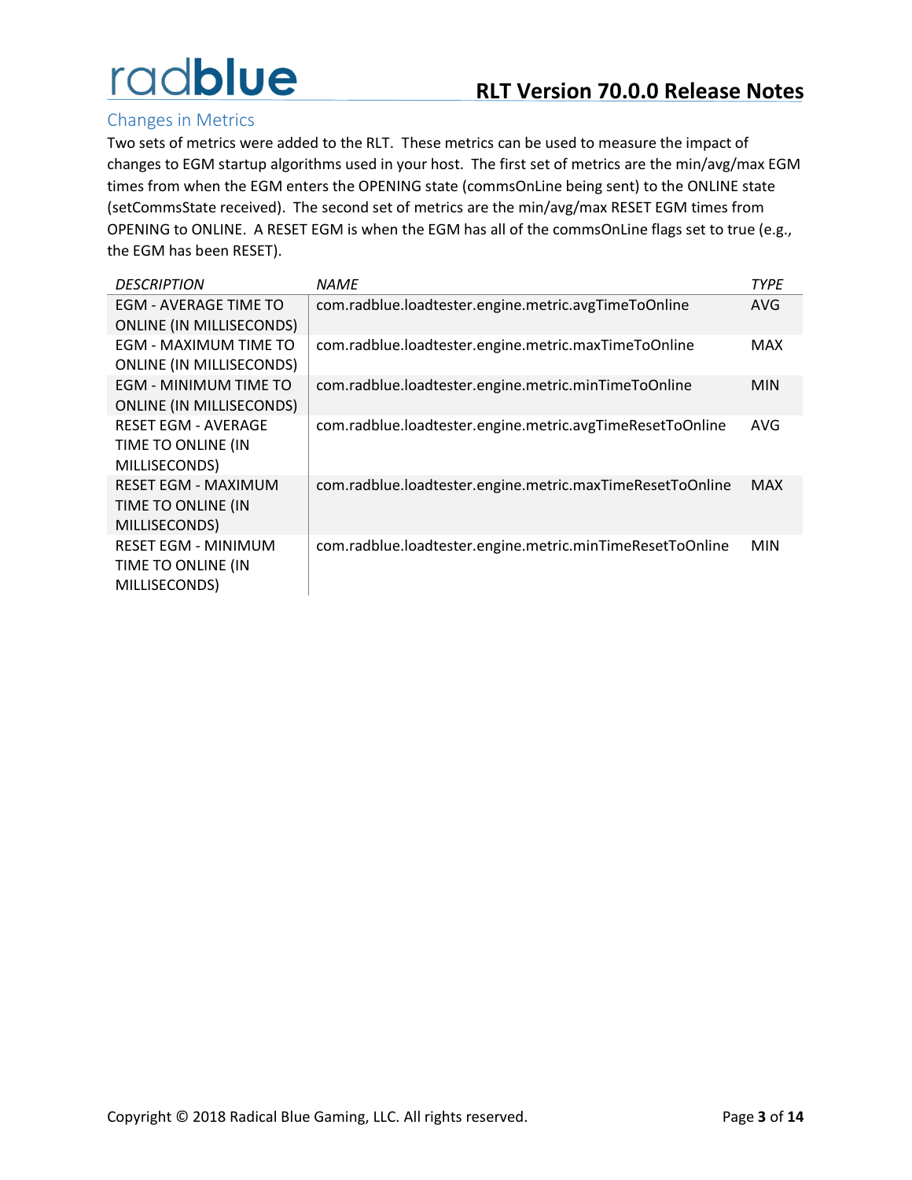## Changes in Metrics

Two sets of metrics were added to the RLT. These metrics can be used to measure the impact of changes to EGM startup algorithms used in your host. The first set of metrics are the min/avg/max EGM times from when the EGM enters the OPENING state (commsOnLine being sent) to the ONLINE state (setCommsState received). The second set of metrics are the min/avg/max RESET EGM times from OPENING to ONLINE. A RESET EGM is when the EGM has all of the commsOnLine flags set to true (e.g., the EGM has been RESET).

| *DESCRIPTION* | *NAME* | *TYPE* |
|---|---|---|
| EGM - AVERAGE TIME TO ONLINE (IN MILLISECONDS) | com.radblue.loadtester.engine.metric.avgTimeToOnline | AVG |
| EGM - MAXIMUM TIME TO ONLINE (IN MILLISECONDS) | com.radblue.loadtester.engine.metric.maxTimeToOnline | MAX |
| EGM - MINIMUM TIME TO ONLINE (IN MILLISECONDS) | com.radblue.loadtester.engine.metric.minTimeToOnline | MIN |
| RESET EGM - AVERAGE TIME TO ONLINE (IN MILLISECONDS) | com.radblue.loadtester.engine.metric.avgTimeResetToOnline | AVG |
| RESET EGM - MAXIMUM TIME TO ONLINE (IN MILLISECONDS) | com.radblue.loadtester.engine.metric.maxTimeResetToOnline | MAX |
| RESET EGM - MINIMUM TIME TO ONLINE (IN MILLISECONDS) | com.radblue.loadtester.engine.metric.minTimeResetToOnline | MIN |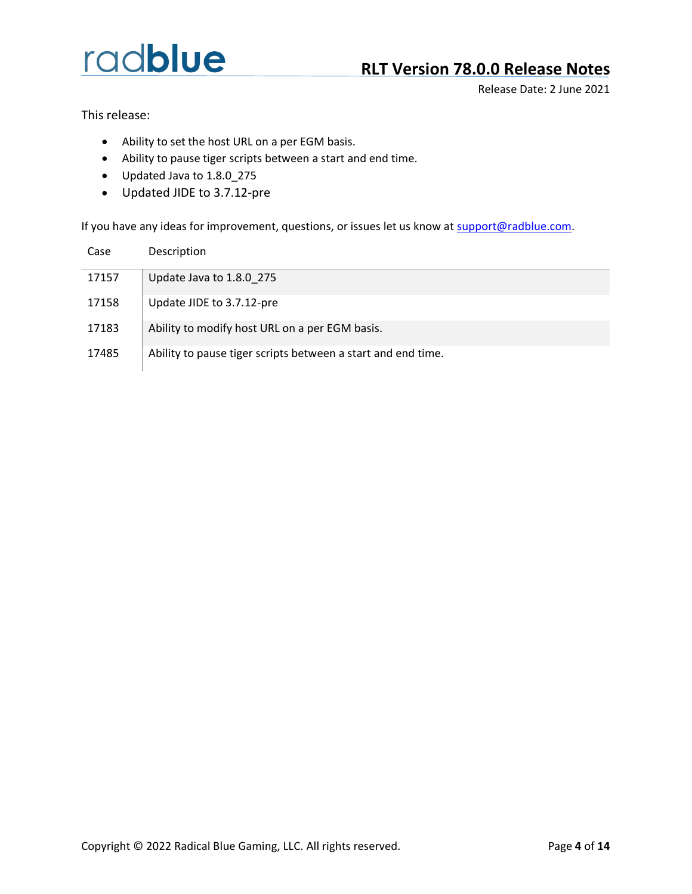# RLT Version 78.0.0 Release Notes

Release Date: 2 June 2021

This release:

- Ability to set the host URL on a per EGM basis.
- Ability to pause tiger scripts between a start and end time.
- Updated Java to 1.8.0_275
- Updated JIDE to 3.7.12-pre

If you have any ideas for improvement, questions, or issues let us know at support@radblue.com.

| Case | Description |
|---|---|
| 17157 | Update Java to 1.8.0_275 |
| 17158 | Update JIDE to 3.7.12-pre |
| 17183 | Ability to modify host URL on a per EGM basis. |
| 17485 | Ability to pause tiger scripts between a start and end time. |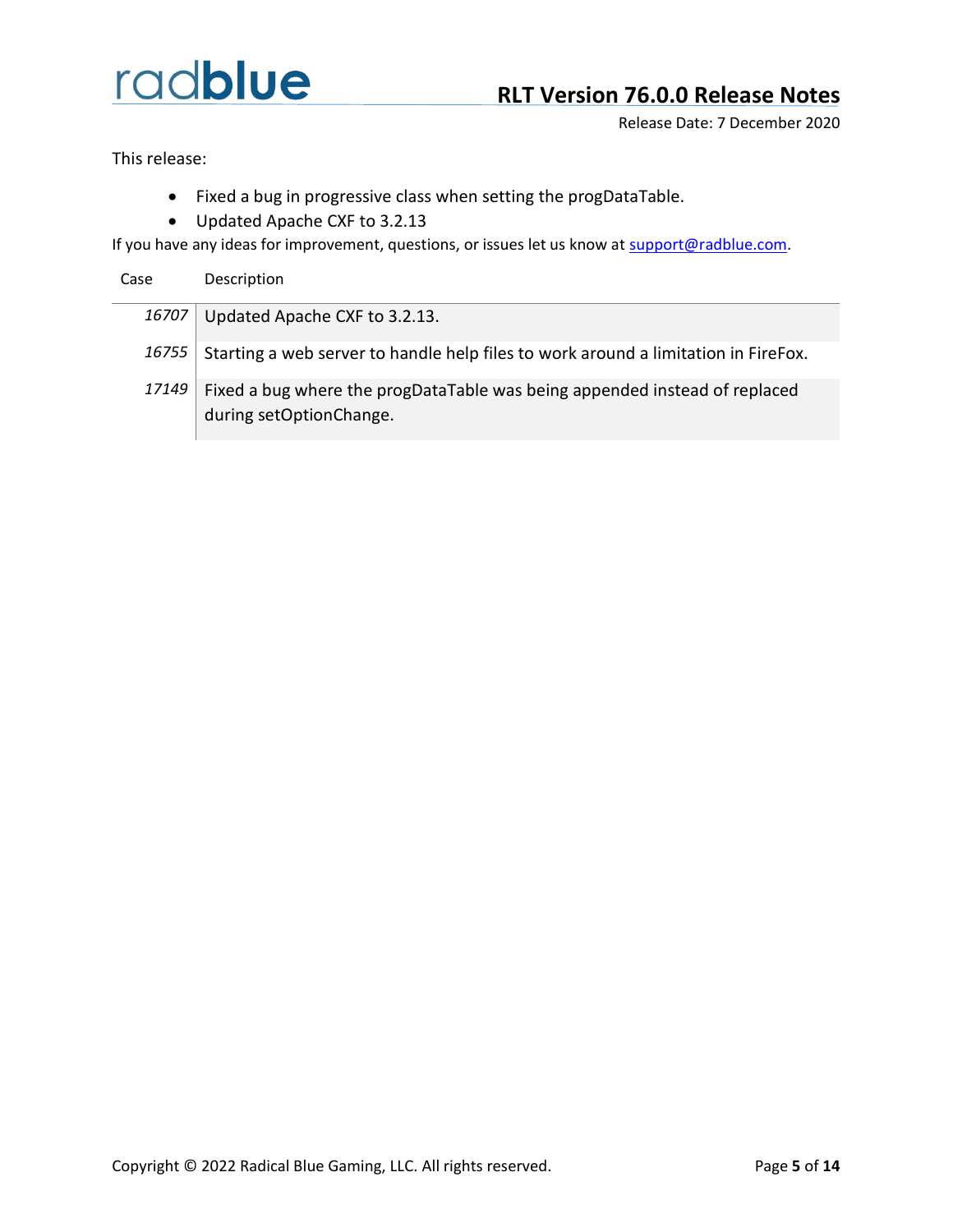# RLT Version 76.0.0 Release Notes

Release Date: 7 December 2020

This release:

- Fixed a bug in progressive class when setting the progDataTable.
- Updated Apache CXF to 3.2.13

If you have any ideas for improvement, questions, or issues let us know at support@radblue.com.

| Case | Description |
|---|---|
| *16707* | Updated Apache CXF to 3.2.13. |
| *16755* | Starting a web server to handle help files to work around a limitation in FireFox. |
| *17149* | Fixed a bug where the progDataTable was being appended instead of replaced during setOptionChange. |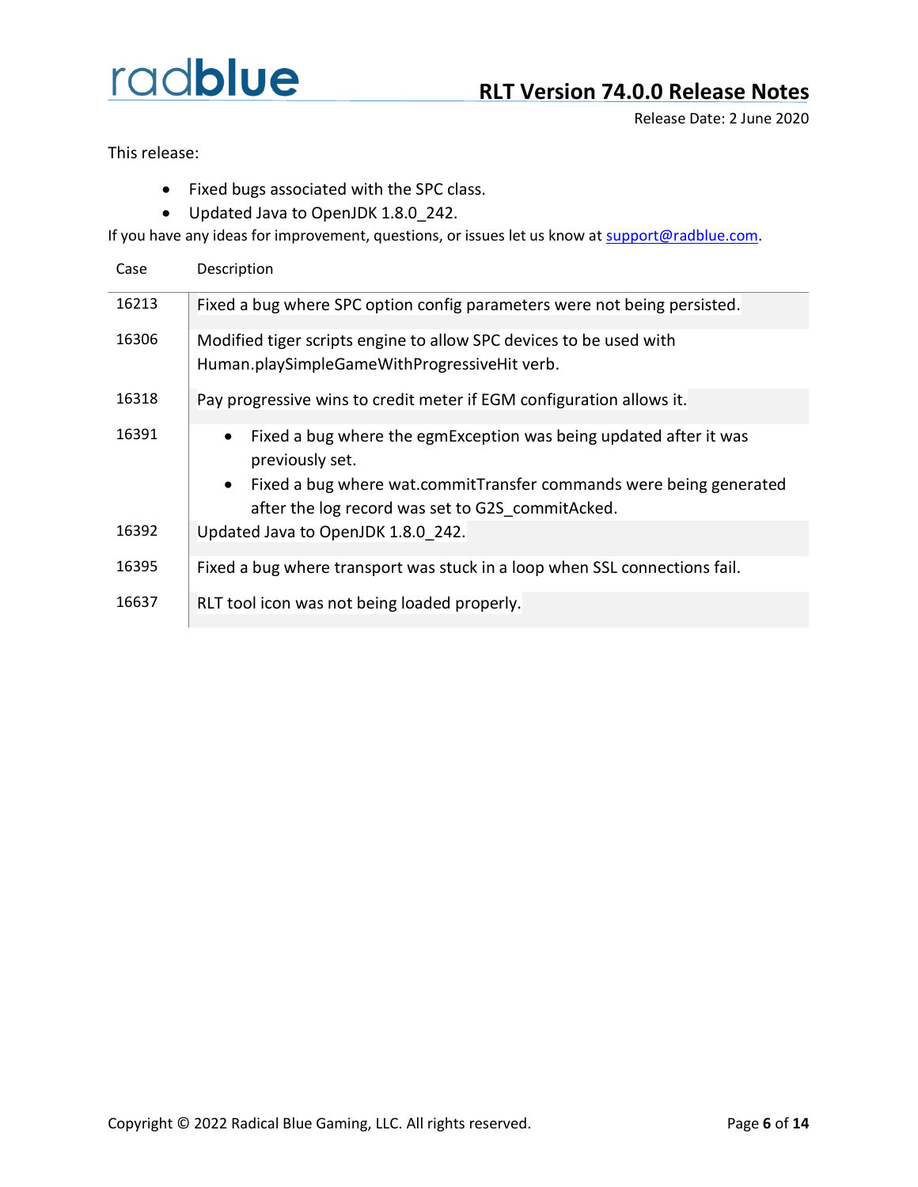## RLT Version 74.0.0 Release Notes

Release Date: 2 June 2020

This release:

- Fixed bugs associated with the SPC class.
- Updated Java to OpenJDK 1.8.0_242.

If you have any ideas for improvement, questions, or issues let us know at support@radblue.com.

| Case | Description |
| --- | --- |
| 16213 | Fixed a bug where SPC option config parameters were not being persisted. |
| 16306 | Modified tiger scripts engine to allow SPC devices to be used with Human.playSimpleGameWithProgressiveHit verb. |
| 16318 | Pay progressive wins to credit meter if EGM configuration allows it. |
| 16391 | • Fixed a bug where the egmException was being updated after it was previously set.<br>• Fixed a bug where wat.commitTransfer commands were being generated after the log record was set to G2S_commitAcked. |
| 16392 | Updated Java to OpenJDK 1.8.0_242. |
| 16395 | Fixed a bug where transport was stuck in a loop when SSL connections fail. |
| 16637 | RLT tool icon was not being loaded properly. |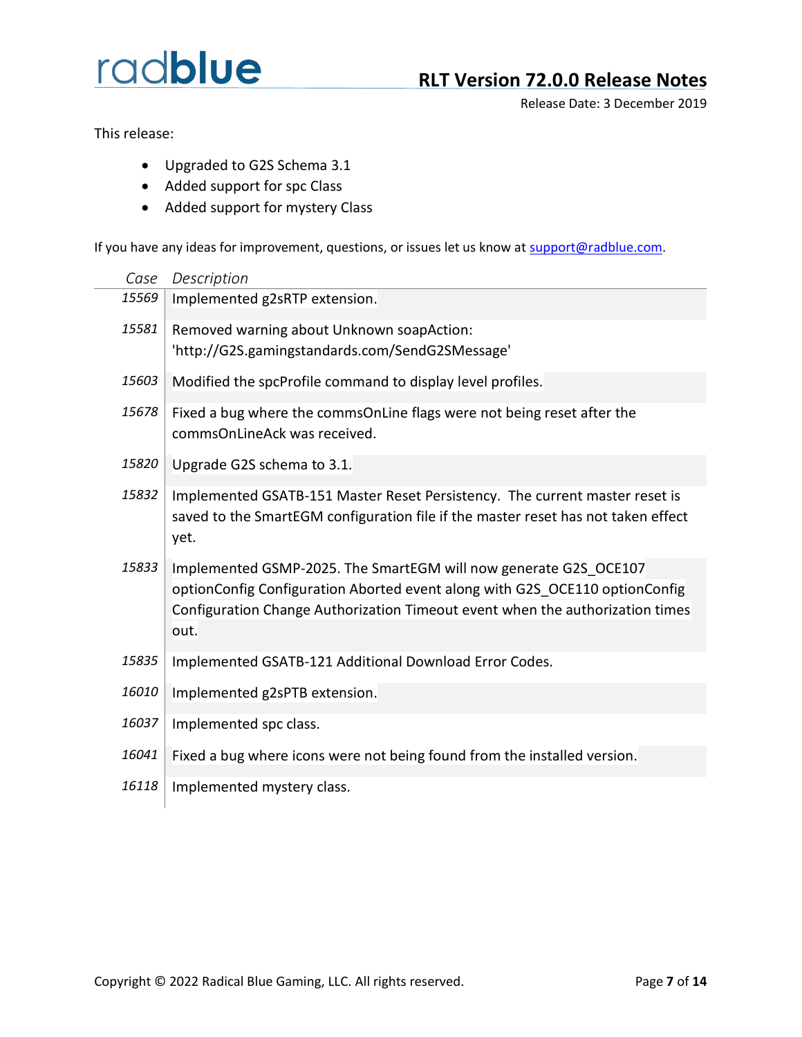## RLT Version 72.0.0 Release Notes

Release Date: 3 December 2019

This release:

- Upgraded to G2S Schema 3.1
- Added support for spc Class
- Added support for mystery Class

If you have any ideas for improvement, questions, or issues let us know at support@radblue.com.

| *Case* | *Description* |
|---|---|
| *15569* | Implemented g2sRTP extension. |
| *15581* | Removed warning about Unknown soapAction: 'http://G2S.gamingstandards.com/SendG2SMessage' |
| *15603* | Modified the spcProfile command to display level profiles. |
| *15678* | Fixed a bug where the commsOnLine flags were not being reset after the commsOnLineAck was received. |
| *15820* | Upgrade G2S schema to 3.1. |
| *15832* | Implemented GSATB-151 Master Reset Persistency. The current master reset is saved to the SmartEGM configuration file if the master reset has not taken effect yet. |
| *15833* | Implemented GSMP-2025. The SmartEGM will now generate G2S_OCE107 optionConfig Configuration Aborted event along with G2S_OCE110 optionConfig Configuration Change Authorization Timeout event when the authorization times out. |
| *15835* | Implemented GSATB-121 Additional Download Error Codes. |
| *16010* | Implemented g2sPTB extension. |
| *16037* | Implemented spc class. |
| *16041* | Fixed a bug where icons were not being found from the installed version. |
| *16118* | Implemented mystery class. |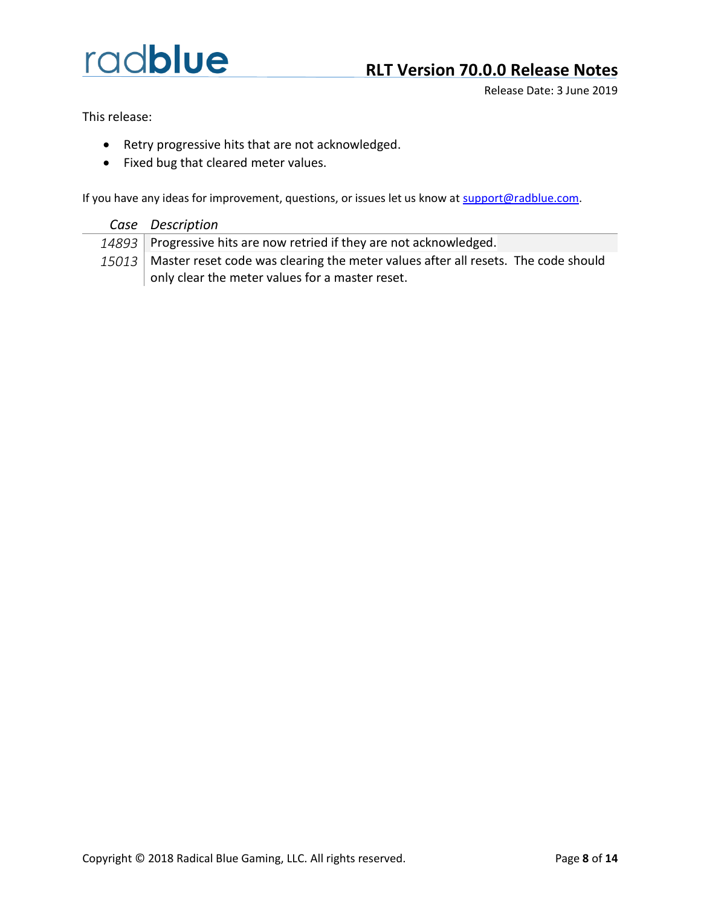# RLT Version 70.0.0 Release Notes

Release Date: 3 June 2019

This release:

- Retry progressive hits that are not acknowledged.
- Fixed bug that cleared meter values.

If you have any ideas for improvement, questions, or issues let us know at support@radblue.com.

| *Case* | *Description* |
|---|---|
| *14893* | Progressive hits are now retried if they are not acknowledged. |
| *15013* | Master reset code was clearing the meter values after all resets. The code should only clear the meter values for a master reset. |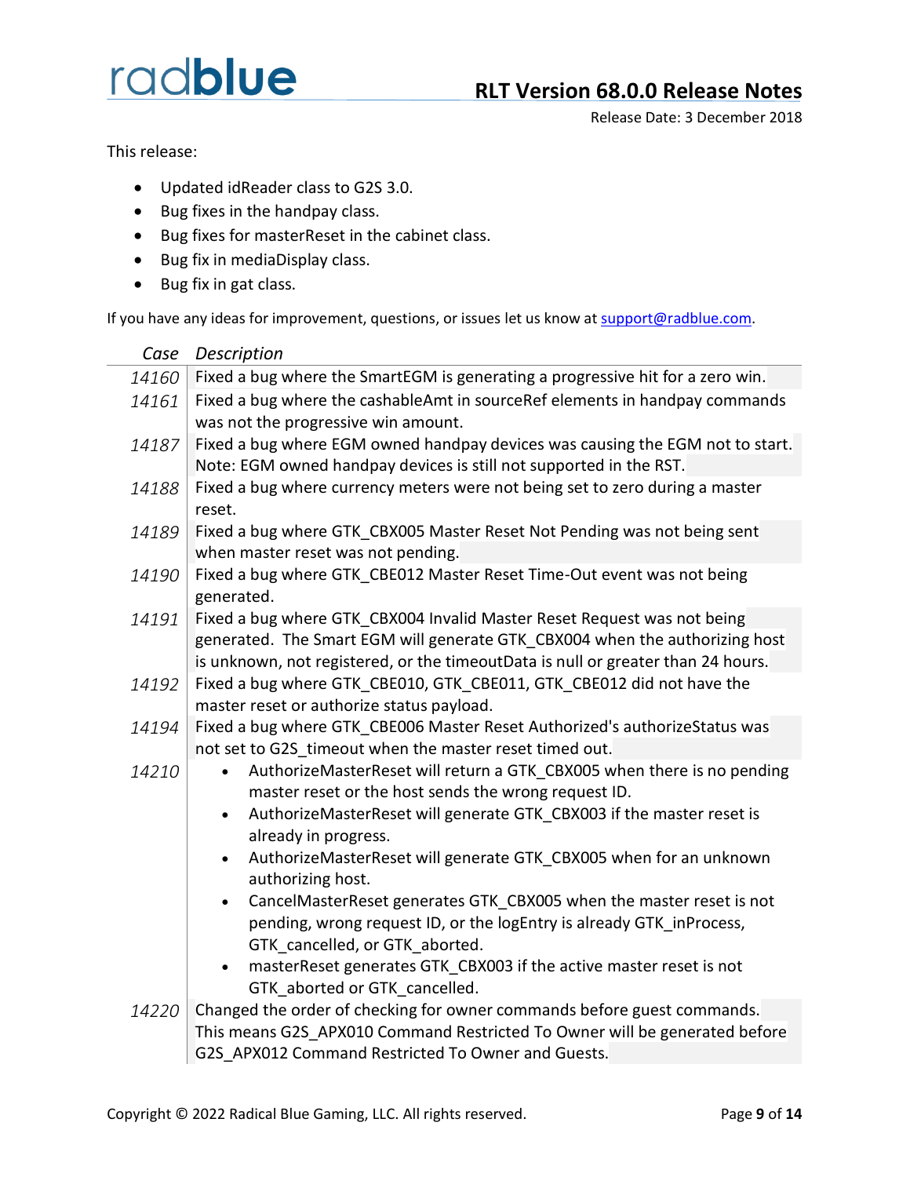## RLT Version 68.0.0 Release Notes

Release Date: 3 December 2018

This release:

- Updated idReader class to G2S 3.0.
- Bug fixes in the handpay class.
- Bug fixes for masterReset in the cabinet class.
- Bug fix in mediaDisplay class.
- Bug fix in gat class.

If you have any ideas for improvement, questions, or issues let us know at [support@radblue.com](mailto:support@radblue.com).

| *Case* | *Description* |
|---|---|
| 14160 | Fixed a bug where the SmartEGM is generating a progressive hit for a zero win. |
| 14161 | Fixed a bug where the cashableAmt in sourceRef elements in handpay commands was not the progressive win amount. |
| 14187 | Fixed a bug where EGM owned handpay devices was causing the EGM not to start. Note: EGM owned handpay devices is still not supported in the RST. |
| 14188 | Fixed a bug where currency meters were not being set to zero during a master reset. |
| 14189 | Fixed a bug where GTK_CBX005 Master Reset Not Pending was not being sent when master reset was not pending. |
| 14190 | Fixed a bug where GTK_CBE012 Master Reset Time-Out event was not being generated. |
| 14191 | Fixed a bug where GTK_CBX004 Invalid Master Reset Request was not being generated. The Smart EGM will generate GTK_CBX004 when the authorizing host is unknown, not registered, or the timeoutData is null or greater than 24 hours. |
| 14192 | Fixed a bug where GTK_CBE010, GTK_CBE011, GTK_CBE012 did not have the master reset or authorize status payload. |
| 14194 | Fixed a bug where GTK_CBE006 Master Reset Authorized's authorizeStatus was not set to G2S_timeout when the master reset timed out. |
| 14210 | • AuthorizeMasterReset will return a GTK_CBX005 when there is no pending master reset or the host sends the wrong request ID.<br>• AuthorizeMasterReset will generate GTK_CBX003 if the master reset is already in progress.<br>• AuthorizeMasterReset will generate GTK_CBX005 when for an unknown authorizing host.<br>• CancelMasterReset generates GTK_CBX005 when the master reset is not pending, wrong request ID, or the logEntry is already GTK_inProcess, GTK_cancelled, or GTK_aborted.<br>• masterReset generates GTK_CBX003 if the active master reset is not GTK_aborted or GTK_cancelled. |
| 14220 | Changed the order of checking for owner commands before guest commands. This means G2S_APX010 Command Restricted To Owner will be generated before G2S_APX012 Command Restricted To Owner and Guests. |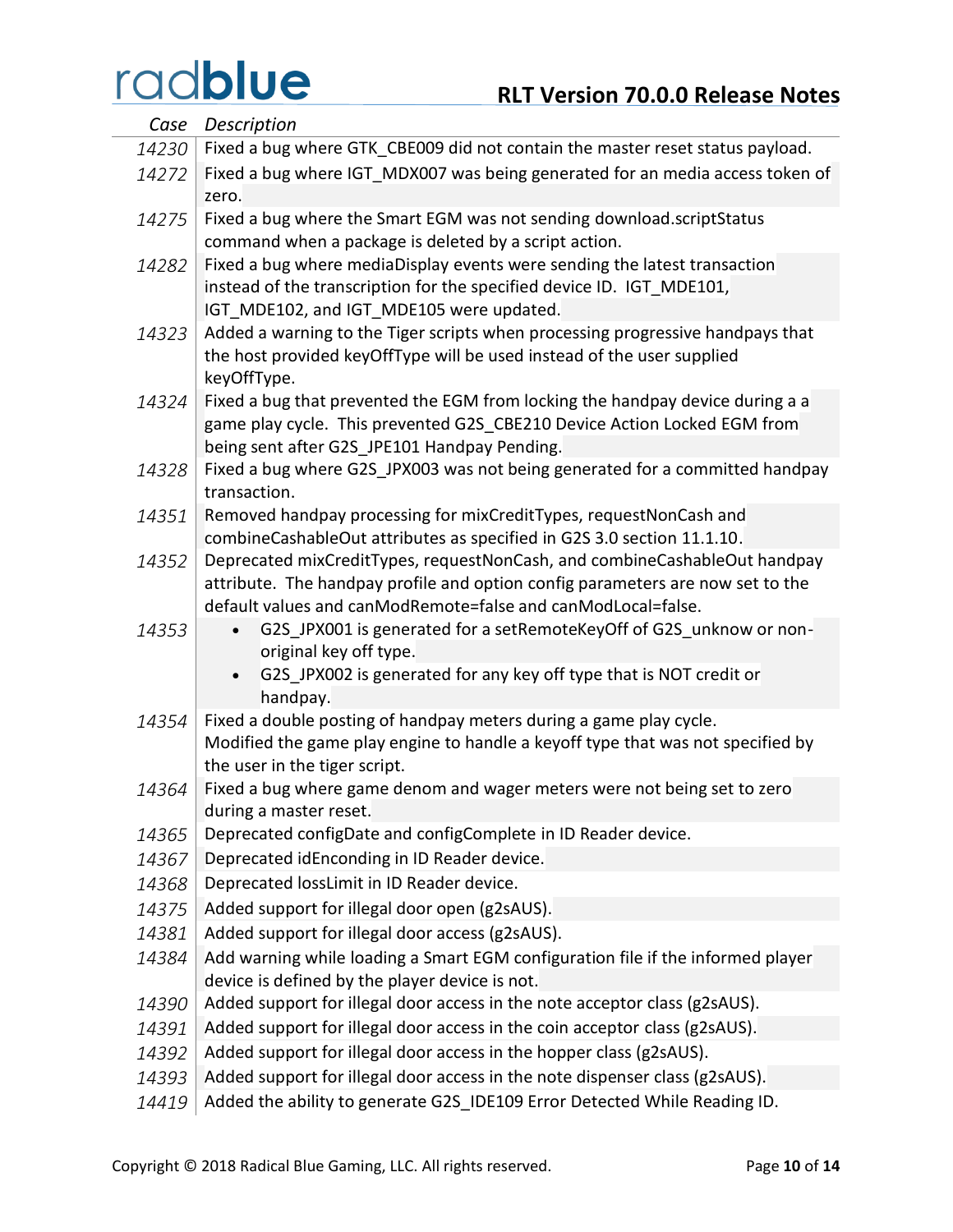| Case | Description |
|---|---|
| 14230 | Fixed a bug where GTK_CBE009 did not contain the master reset status payload. |
| 14272 | Fixed a bug where IGT_MDX007 was being generated for an media access token of zero. |
| 14275 | Fixed a bug where the Smart EGM was not sending download.scriptStatus command when a package is deleted by a script action. |
| 14282 | Fixed a bug where mediaDisplay events were sending the latest transaction instead of the transcription for the specified device ID. IGT_MDE101, IGT_MDE102, and IGT_MDE105 were updated. |
| 14323 | Added a warning to the Tiger scripts when processing progressive handpays that the host provided keyOffType will be used instead of the user supplied keyOffType. |
| 14324 | Fixed a bug that prevented the EGM from locking the handpay device during a a game play cycle. This prevented G2S_CBE210 Device Action Locked EGM from being sent after G2S_JPE101 Handpay Pending. |
| 14328 | Fixed a bug where G2S_JPX003 was not being generated for a committed handpay transaction. |
| 14351 | Removed handpay processing for mixCreditTypes, requestNonCash and combineCashableOut attributes as specified in G2S 3.0 section 11.1.10. |
| 14352 | Deprecated mixCreditTypes, requestNonCash, and combineCashableOut handpay attribute. The handpay profile and option config parameters are now set to the default values and canModRemote=false and canModLocal=false. |
| 14353 | • G2S_JPX001 is generated for a setRemoteKeyOff of G2S_unknow or non-original key off type.<br>• G2S_JPX002 is generated for any key off type that is NOT credit or handpay. |
| 14354 | Fixed a double posting of handpay meters during a game play cycle.<br>Modified the game play engine to handle a keyoff type that was not specified by the user in the tiger script. |
| 14364 | Fixed a bug where game denom and wager meters were not being set to zero during a master reset. |
| 14365 | Deprecated configDate and configComplete in ID Reader device. |
| 14367 | Deprecated idEnconding in ID Reader device. |
| 14368 | Deprecated lossLimit in ID Reader device. |
| 14375 | Added support for illegal door open (g2sAUS). |
| 14381 | Added support for illegal door access (g2sAUS). |
| 14384 | Add warning while loading a Smart EGM configuration file if the informed player device is defined by the player device is not. |
| 14390 | Added support for illegal door access in the note acceptor class (g2sAUS). |
| 14391 | Added support for illegal door access in the coin acceptor class (g2sAUS). |
| 14392 | Added support for illegal door access in the hopper class (g2sAUS). |
| 14393 | Added support for illegal door access in the note dispenser class (g2sAUS). |
| 14419 | Added the ability to generate G2S_IDE109 Error Detected While Reading ID. |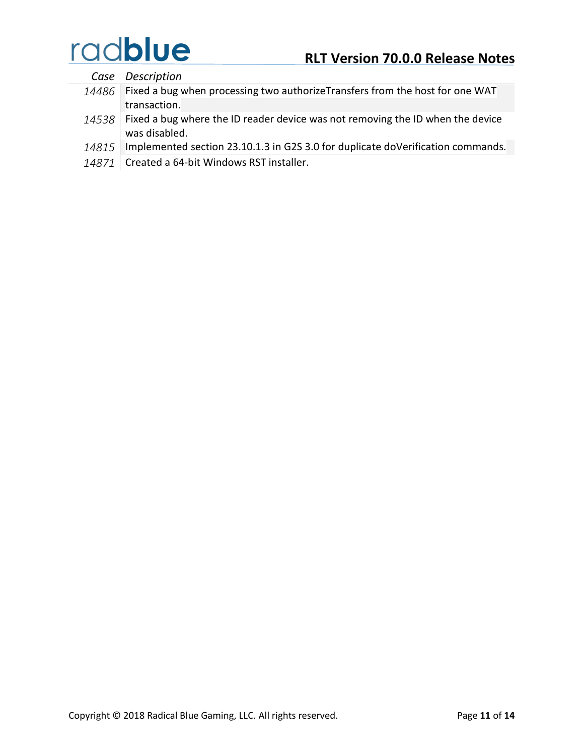| *Case* | *Description* |
|---|---|
| *14486* | Fixed a bug when processing two authorizeTransfers from the host for one WAT transaction. |
| *14538* | Fixed a bug where the ID reader device was not removing the ID when the device was disabled. |
| *14815* | Implemented section 23.10.1.3 in G2S 3.0 for duplicate doVerification commands. |
| *14871* | Created a 64-bit Windows RST installer. |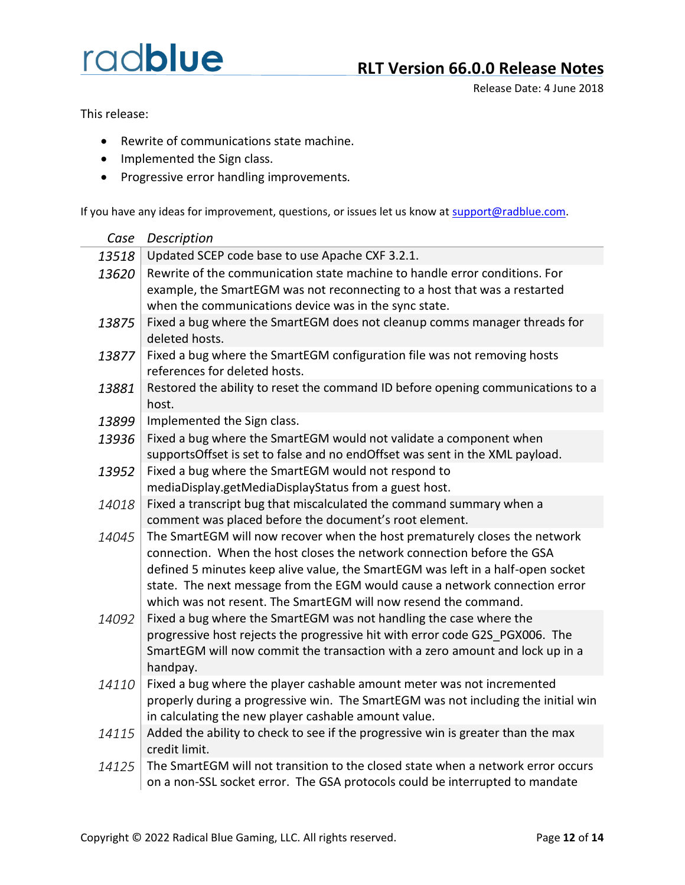## RLT Version 66.0.0 Release Notes

Release Date: 4 June 2018

This release:

- Rewrite of communications state machine.
- Implemented the Sign class.
- Progressive error handling improvements.

If you have any ideas for improvement, questions, or issues let us know at support@radblue.com.

| Case | Description |
|---|---|
| 13518 | Updated SCEP code base to use Apache CXF 3.2.1. |
| 13620 | Rewrite of the communication state machine to handle error conditions. For example, the SmartEGM was not reconnecting to a host that was a restarted when the communications device was in the sync state. |
| 13875 | Fixed a bug where the SmartEGM does not cleanup comms manager threads for deleted hosts. |
| 13877 | Fixed a bug where the SmartEGM configuration file was not removing hosts references for deleted hosts. |
| 13881 | Restored the ability to reset the command ID before opening communications to a host. |
| 13899 | Implemented the Sign class. |
| 13936 | Fixed a bug where the SmartEGM would not validate a component when supportsOffset is set to false and no endOffset was sent in the XML payload. |
| 13952 | Fixed a bug where the SmartEGM would not respond to mediaDisplay.getMediaDisplayStatus from a guest host. |
| 14018 | Fixed a transcript bug that miscalculated the command summary when a comment was placed before the document's root element. |
| 14045 | The SmartEGM will now recover when the host prematurely closes the network connection. When the host closes the network connection before the GSA defined 5 minutes keep alive value, the SmartEGM was left in a half-open socket state. The next message from the EGM would cause a network connection error which was not resent. The SmartEGM will now resend the command. |
| 14092 | Fixed a bug where the SmartEGM was not handling the case where the progressive host rejects the progressive hit with error code G2S_PGX006. The SmartEGM will now commit the transaction with a zero amount and lock up in a handpay. |
| 14110 | Fixed a bug where the player cashable amount meter was not incremented properly during a progressive win. The SmartEGM was not including the initial win in calculating the new player cashable amount value. |
| 14115 | Added the ability to check to see if the progressive win is greater than the max credit limit. |
| 14125 | The SmartEGM will not transition to the closed state when a network error occurs on a non-SSL socket error. The GSA protocols could be interrupted to mandate |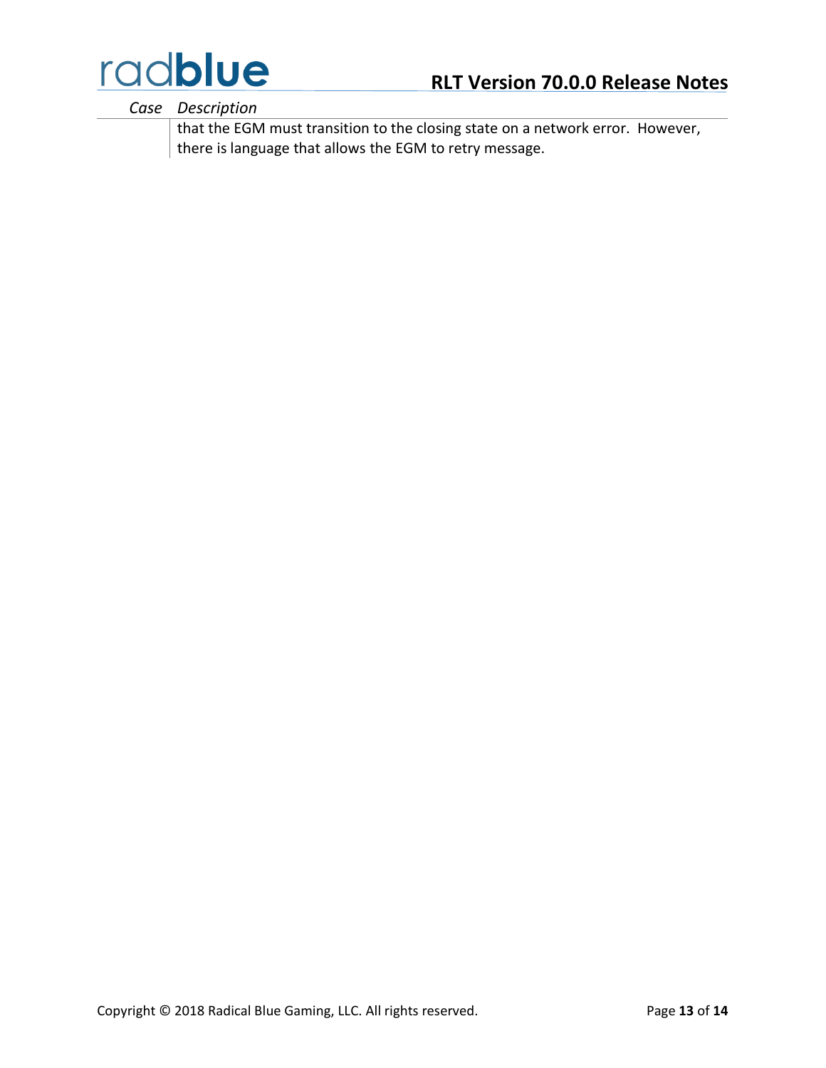| Case | Description |
| --- | --- |
| | that the EGM must transition to the closing state on a network error. However, there is language that allows the EGM to retry message. |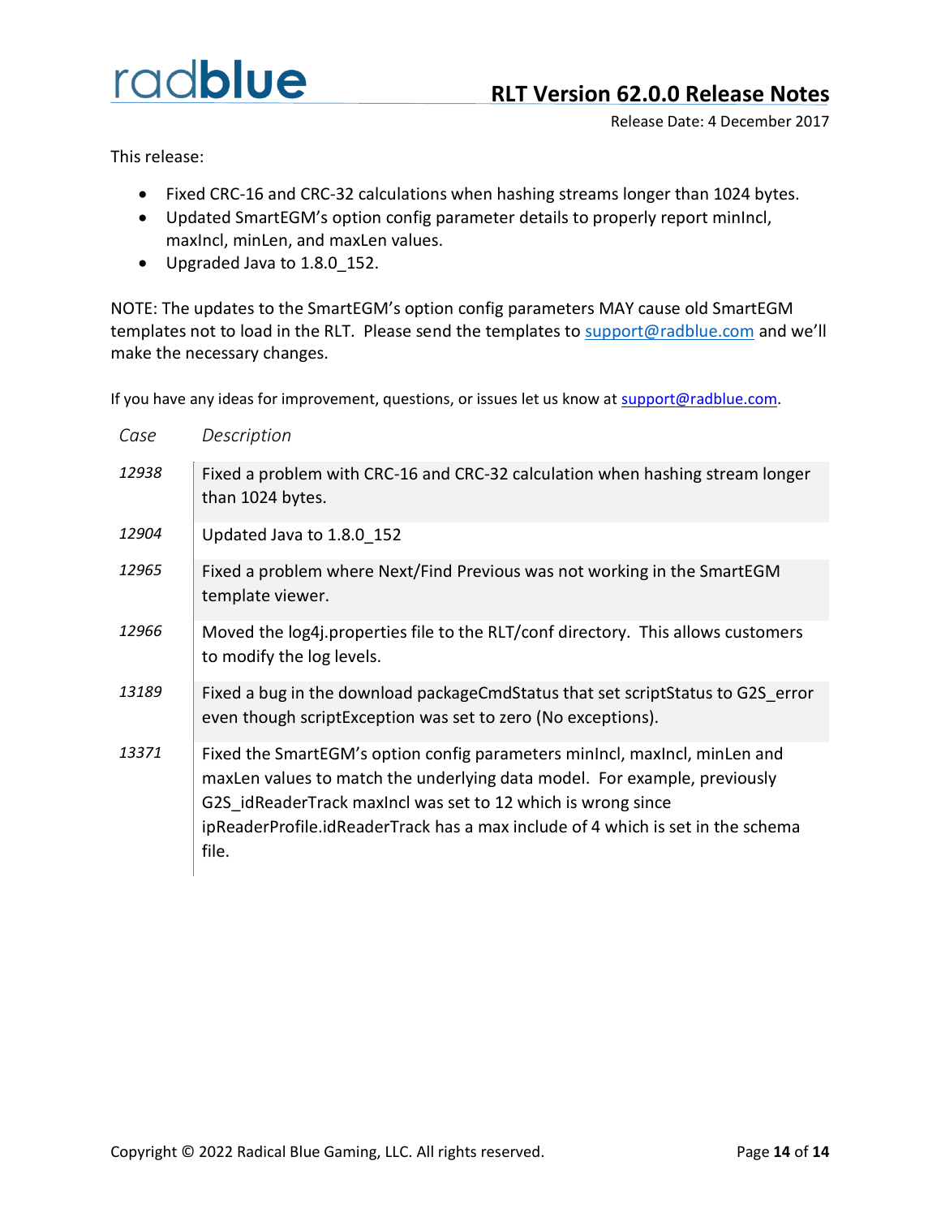# RLT Version 62.0.0 Release Notes

Release Date: 4 December 2017

This release:

- Fixed CRC-16 and CRC-32 calculations when hashing streams longer than 1024 bytes.
- Updated SmartEGM's option config parameter details to properly report minIncl, maxIncl, minLen, and maxLen values.
- Upgraded Java to 1.8.0_152.

NOTE: The updates to the SmartEGM's option config parameters MAY cause old SmartEGM templates not to load in the RLT. Please send the templates to support@radblue.com and we'll make the necessary changes.

If you have any ideas for improvement, questions, or issues let us know at support@radblue.com.

| *Case* | *Description* |
|---|---|
| *12938* | Fixed a problem with CRC-16 and CRC-32 calculation when hashing stream longer than 1024 bytes. |
| *12904* | Updated Java to 1.8.0_152 |
| *12965* | Fixed a problem where Next/Find Previous was not working in the SmartEGM template viewer. |
| *12966* | Moved the log4j.properties file to the RLT/conf directory. This allows customers to modify the log levels. |
| *13189* | Fixed a bug in the download packageCmdStatus that set scriptStatus to G2S_error even though scriptException was set to zero (No exceptions). |
| *13371* | Fixed the SmartEGM's option config parameters minIncl, maxIncl, minLen and maxLen values to match the underlying data model. For example, previously G2S_idReaderTrack maxIncl was set to 12 which is wrong since ipReaderProfile.idReaderTrack has a max include of 4 which is set in the schema file. |